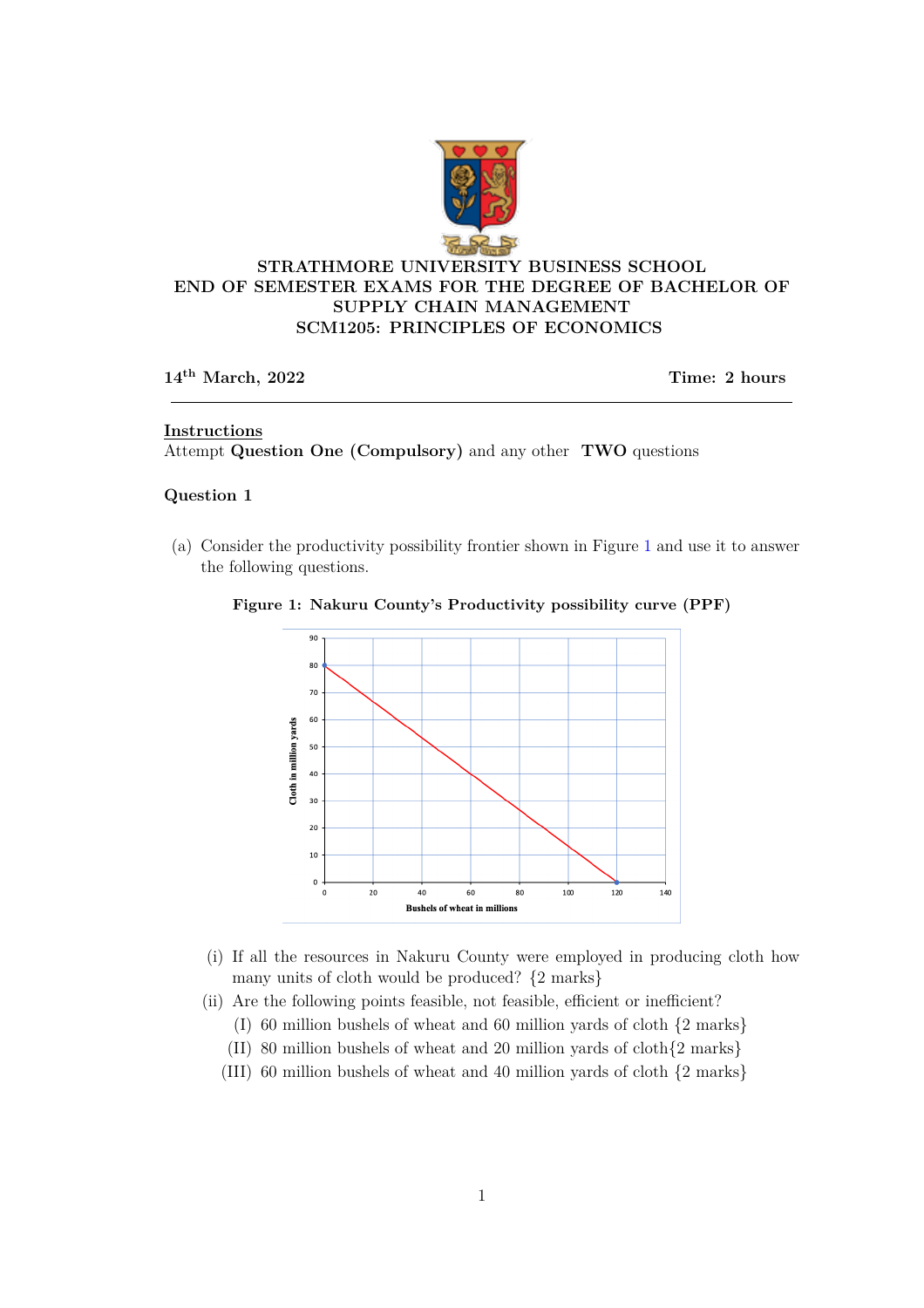# STRATHMORE UNIVERSITY BUSINESS SCHOOL
## END OF SEMESTER EXAMS FOR THE DEGREE OF BACHELOR OF SUPPLY CHAIN MANAGEMENT
## SCM1205: PRINCIPLES OF ECONOMICS

**14th March, 2022** **Time: 2 hours**

---

**Instructions**

Attempt **Question One (Compulsory)** and any other **TWO** questions

### Question 1

(a) Consider the productivity possibility frontier shown in Figure 1 and use it to answer the following questions.

**Figure 1: Nakuru County's Productivity possibility curve (PPF)**

(i) If all the resources in Nakuru County were employed in producing cloth how many units of cloth would be produced? {2 marks}

(ii) Are the following points feasible, not feasible, efficient or inefficient?

(I) 60 million bushels of wheat and 60 million yards of cloth {2 marks}

(II) 80 million bushels of wheat and 20 million yards of cloth{2 marks}

(III) 60 million bushels of wheat and 40 million yards of cloth {2 marks}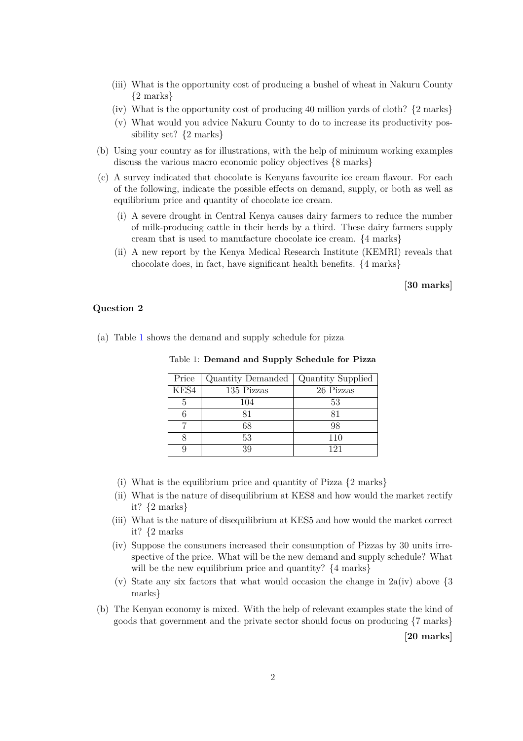(iii) What is the opportunity cost of producing a bushel of wheat in Nakuru County {2 marks}

(iv) What is the opportunity cost of producing 40 million yards of cloth? {2 marks}

(v) What would you advice Nakuru County to do to increase its productivity possibility set? {2 marks}

(b) Using your country as for illustrations, with the help of minimum working examples discuss the various macro economic policy objectives {8 marks}

(c) A survey indicated that chocolate is Kenyans favourite ice cream flavour. For each of the following, indicate the possible effects on demand, supply, or both as well as equilibrium price and quantity of chocolate ice cream.

(i) A severe drought in Central Kenya causes dairy farmers to reduce the number of milk-producing cattle in their herds by a third. These dairy farmers supply cream that is used to manufacture chocolate ice cream. {4 marks}

(ii) A new report by the Kenya Medical Research Institute (KEMRI) reveals that chocolate does, in fact, have significant health benefits. {4 marks}

**[30 marks]**

### Question 2

(a) Table 1 shows the demand and supply schedule for pizza

Table 1: **Demand and Supply Schedule for Pizza**

| Price | Quantity Demanded | Quantity Supplied |
|---|---|---|
| KES4 | 135 Pizzas | 26 Pizzas |
| 5 | 104 | 53 |
| 6 | 81 | 81 |
| 7 | 68 | 98 |
| 8 | 53 | 110 |
| 9 | 39 | 121 |

(i) What is the equilibrium price and quantity of Pizza {2 marks}

(ii) What is the nature of disequilibrium at KES8 and how would the market rectify it? {2 marks}

(iii) What is the nature of disequilibrium at KES5 and how would the market correct it? {2 marks

(iv) Suppose the consumers increased their consumption of Pizzas by 30 units irrespective of the price. What will be the new demand and supply schedule? What will be the new equilibrium price and quantity? {4 marks}

(v) State any six factors that what would occasion the change in 2a(iv) above {3 marks}

(b) The Kenyan economy is mixed. With the help of relevant examples state the kind of goods that government and the private sector should focus on producing {7 marks}

**[20 marks]**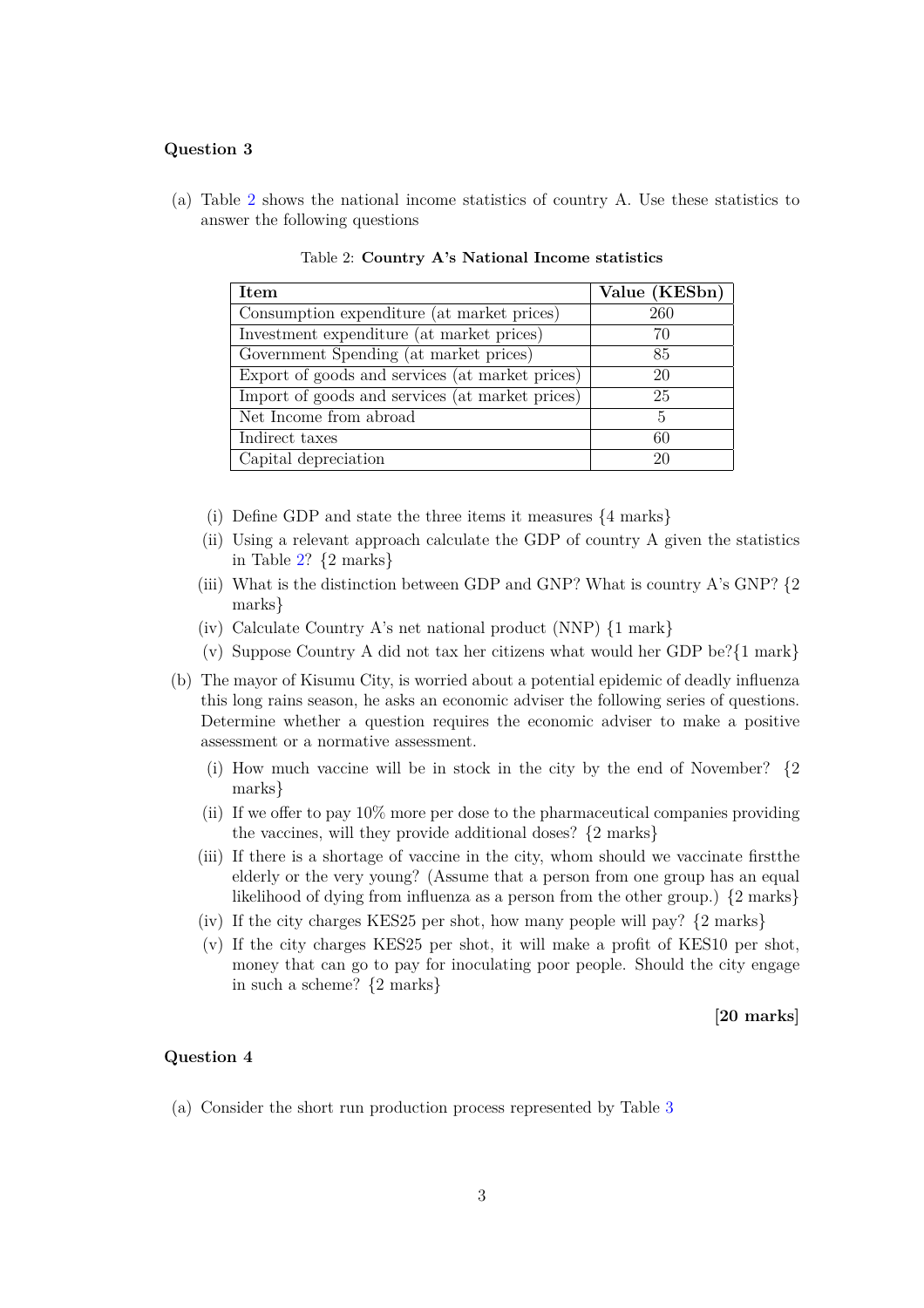**Question 3**

(a) Table 2 shows the national income statistics of country A. Use these statistics to answer the following questions

Table 2: **Country A's National Income statistics**

| **Item** | **Value (KESbn)** |
|---|---|
| Consumption expenditure (at market prices) | 260 |
| Investment expenditure (at market prices) | 70 |
| Government Spending (at market prices) | 85 |
| Export of goods and services (at market prices) | 20 |
| Import of goods and services (at market prices) | 25 |
| Net Income from abroad | 5 |
| Indirect taxes | 60 |
| Capital depreciation | 20 |

(i) Define GDP and state the three items it measures {4 marks}

(ii) Using a relevant approach calculate the GDP of country A given the statistics in Table 2? {2 marks}

(iii) What is the distinction between GDP and GNP? What is country A's GNP? {2 marks}

(iv) Calculate Country A's net national product (NNP) {1 mark}

(v) Suppose Country A did not tax her citizens what would her GDP be?{1 mark}

(b) The mayor of Kisumu City, is worried about a potential epidemic of deadly influenza this long rains season, he asks an economic adviser the following series of questions. Determine whether a question requires the economic adviser to make a positive assessment or a normative assessment.

(i) How much vaccine will be in stock in the city by the end of November? {2 marks}

(ii) If we offer to pay 10% more per dose to the pharmaceutical companies providing the vaccines, will they provide additional doses? {2 marks}

(iii) If there is a shortage of vaccine in the city, whom should we vaccinate firstthe elderly or the very young? (Assume that a person from one group has an equal likelihood of dying from influenza as a person from the other group.) {2 marks}

(iv) If the city charges KES25 per shot, how many people will pay? {2 marks}

(v) If the city charges KES25 per shot, it will make a profit of KES10 per shot, money that can go to pay for inoculating poor people. Should the city engage in such a scheme? {2 marks}

**[20 marks]**

**Question 4**

(a) Consider the short run production process represented by Table 3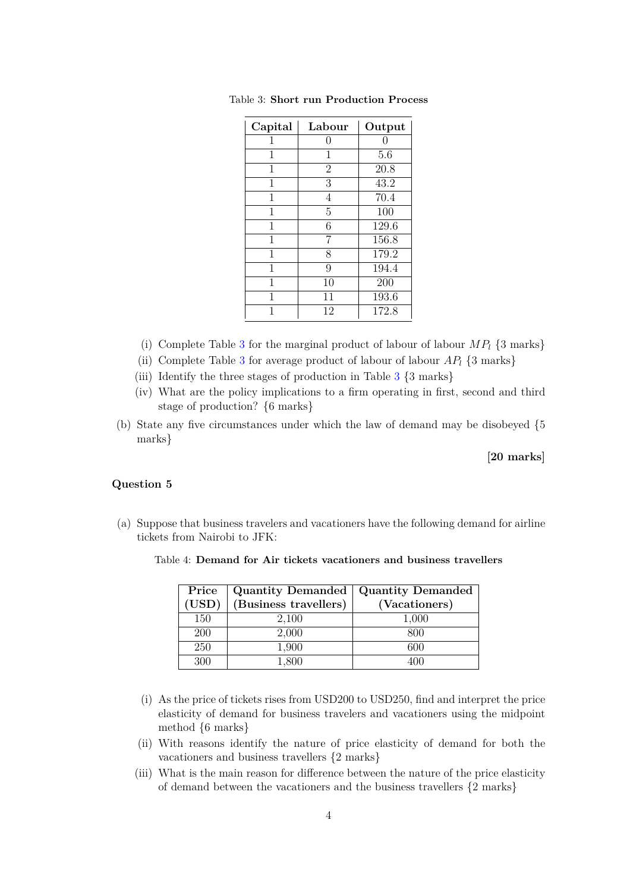Table 3: **Short run Production Process**

| Capital | Labour | Output |
|---|---|---|
| 1 | 0 | 0 |
| 1 | 1 | 5.6 |
| 1 | 2 | 20.8 |
| 1 | 3 | 43.2 |
| 1 | 4 | 70.4 |
| 1 | 5 | 100 |
| 1 | 6 | 129.6 |
| 1 | 7 | 156.8 |
| 1 | 8 | 179.2 |
| 1 | 9 | 194.4 |
| 1 | 10 | 200 |
| 1 | 11 | 193.6 |
| 1 | 12 | 172.8 |

(i) Complete Table 3 for the marginal product of labour of labour $MP_l$ {3 marks}

(ii) Complete Table 3 for average product of labour of labour $AP_l$ {3 marks}

(iii) Identify the three stages of production in Table 3 {3 marks}

(iv) What are the policy implications to a firm operating in first, second and third stage of production? {6 marks}

(b) State any five circumstances under which the law of demand may be disobeyed {5 marks}

**[20 marks]**

### Question 5

(a) Suppose that business travelers and vacationers have the following demand for airline tickets from Nairobi to JFK:

Table 4: **Demand for Air tickets vacationers and business travellers**

| Price (USD) | Quantity Demanded (Business travellers) | Quantity Demanded (Vacationers) |
|---|---|---|
| 150 | 2,100 | 1,000 |
| 200 | 2,000 | 800 |
| 250 | 1,900 | 600 |
| 300 | 1,800 | 400 |

(i) As the price of tickets rises from USD200 to USD250, find and interpret the price elasticity of demand for business travelers and vacationers using the midpoint method {6 marks}

(ii) With reasons identify the nature of price elasticity of demand for both the vacationers and business travellers {2 marks}

(iii) What is the main reason for difference between the nature of the price elasticity of demand between the vacationers and the business travellers {2 marks}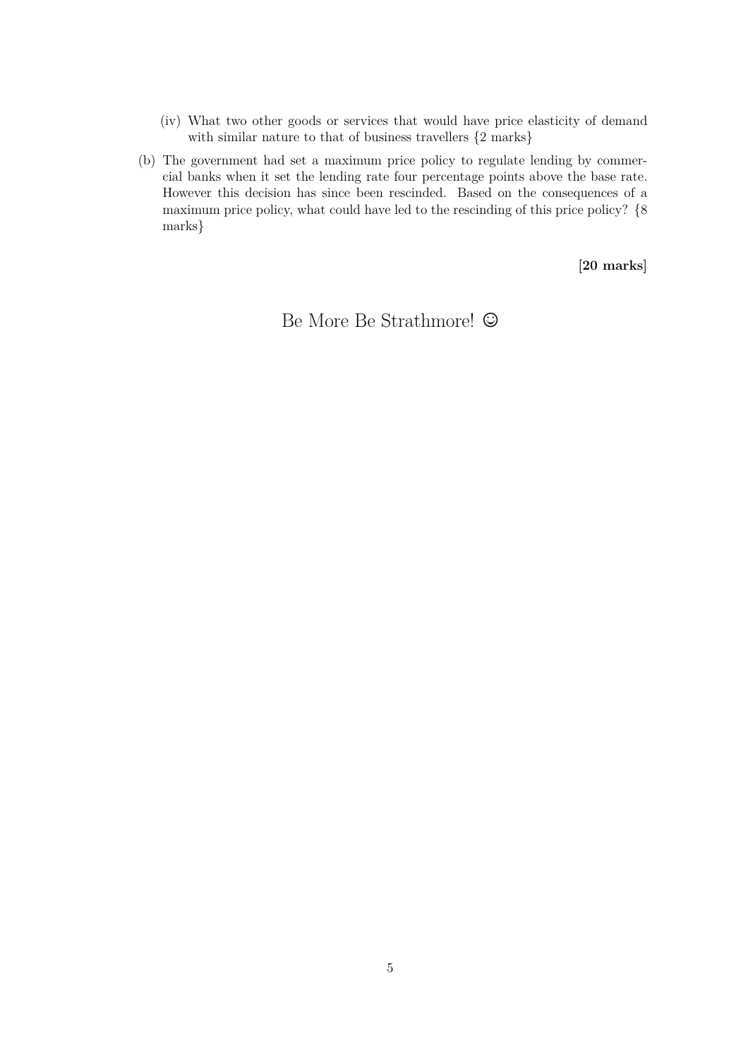(iv) What two other goods or services that would have price elasticity of demand with similar nature to that of business travellers {2 marks}

(b) The government had set a maximum price policy to regulate lending by commercial banks when it set the lending rate four percentage points above the base rate. However this decision has since been rescinded. Based on the consequences of a maximum price policy, what could have led to the rescinding of this price policy? {8 marks}

**[20 marks]**

Be More Be Strathmore! ☺